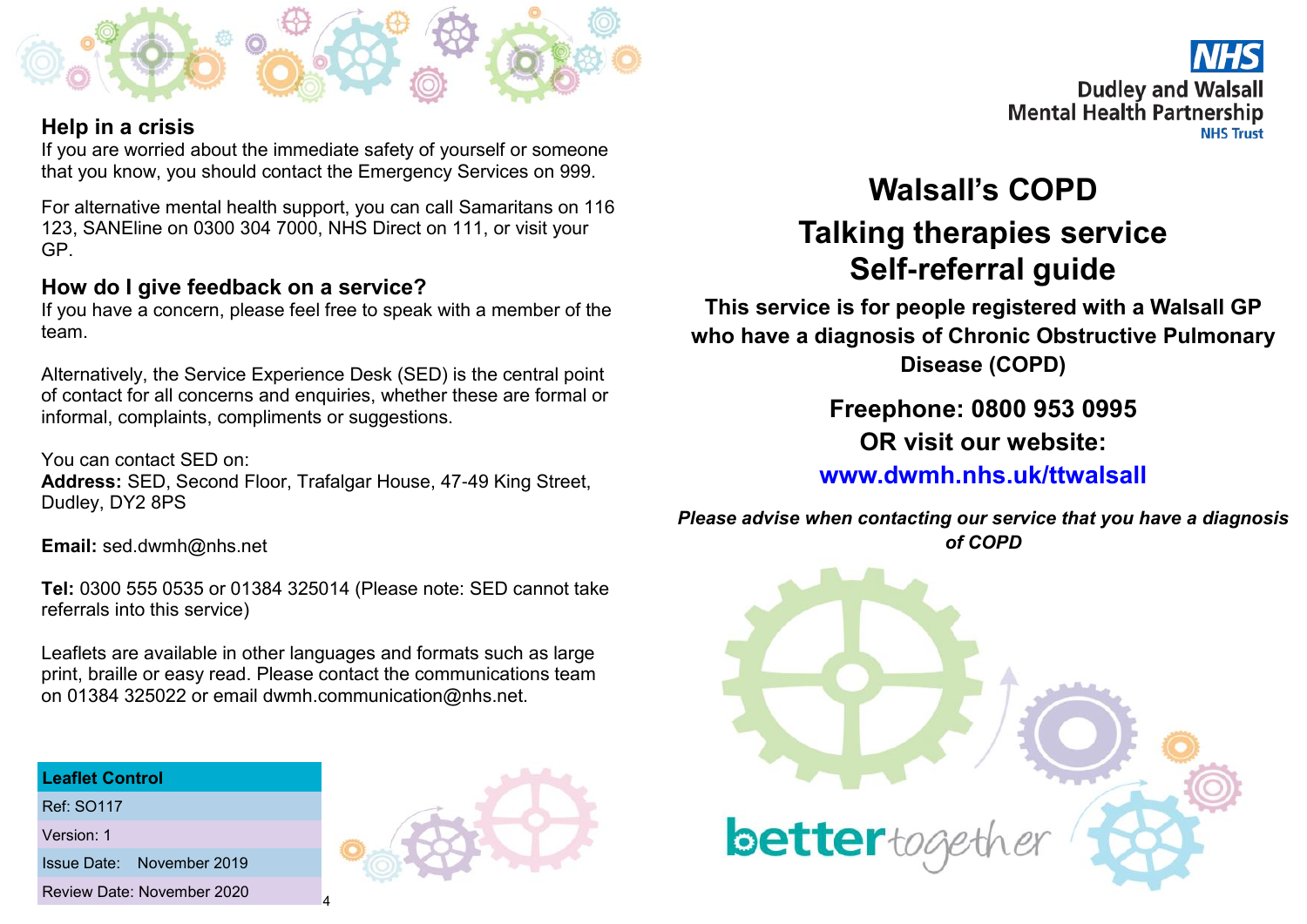## Help in a crisis

If you are worried about the immediate safety of yourself or someone that you know, you should contact the Emergency Services on 999.

For alternative mental health support, you can call Samaritans on 116 123, SANEline on 0300 304 7000, NHS Direct on 111, or visit your GP.

## How do I give feedback on a service?

If you have a concern, please feel free to speak with a member of the team.

Alternatively, the Service Experience Desk (SED) is the central point of contact for all concerns and enquiries, whether these are formal or informal, complaints, compliments or suggestions.

You can contact SED on:
**Address:** SED, Second Floor, Trafalgar House, 47-49 King Street, Dudley, DY2 8PS

**Email:** sed.dwmh@nhs.net

**Tel:** 0300 555 0535 or 01384 325014 (Please note: SED cannot take referrals into this service)

Leaflets are available in other languages and formats such as large print, braille or easy read. Please contact the communications team on 01384 325022 or email dwmh.communication@nhs.net.

| **Leaflet Control** |
| --- |
| Ref: SO117 |
| Version: 1 |
| Issue Date: November 2019 |
| Review Date: November 2020 |

NHS
Dudley and Walsall Mental Health Partnership NHS Trust

# Walsall's COPD Talking therapies service Self-referral guide

**This service is for people registered with a Walsall GP who have a diagnosis of Chronic Obstructive Pulmonary Disease (COPD)**

**Freephone: 0800 953 0995**

**OR visit our website:**

**www.dwmh.nhs.uk/ttwalsall**

***Please advise when contacting our service that you have a diagnosis of COPD***

better together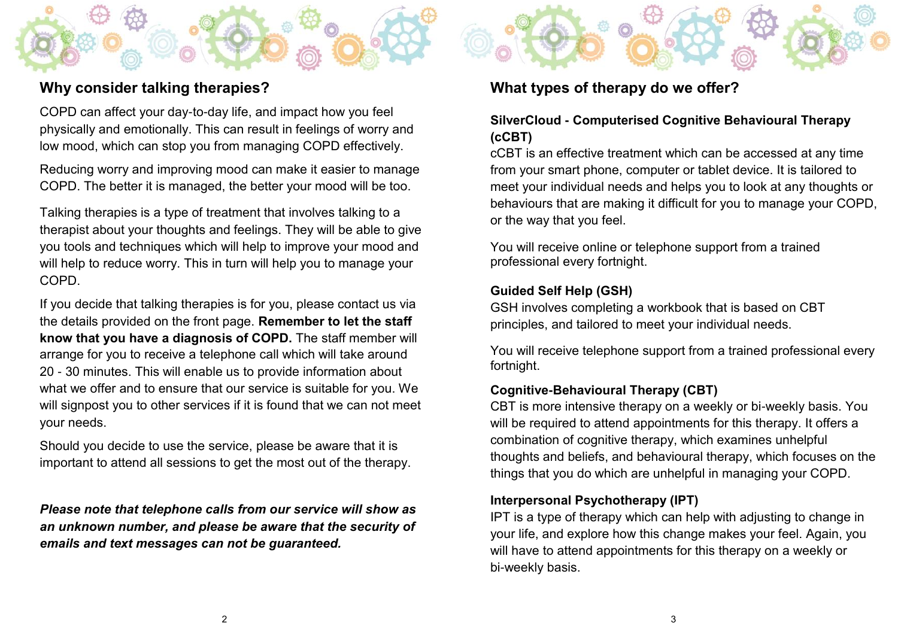## Why consider talking therapies?

COPD can affect your day-to-day life, and impact how you feel physically and emotionally. This can result in feelings of worry and low mood, which can stop you from managing COPD effectively.

Reducing worry and improving mood can make it easier to manage COPD. The better it is managed, the better your mood will be too.

Talking therapies is a type of treatment that involves talking to a therapist about your thoughts and feelings. They will be able to give you tools and techniques which will help to improve your mood and will help to reduce worry. This in turn will help you to manage your COPD.

If you decide that talking therapies is for you, please contact us via the details provided on the front page. **Remember to let the staff know that you have a diagnosis of COPD.** The staff member will arrange for you to receive a telephone call which will take around 20 - 30 minutes. This will enable us to provide information about what we offer and to ensure that our service is suitable for you. We will signpost you to other services if it is found that we can not meet your needs.

Should you decide to use the service, please be aware that it is important to attend all sessions to get the most out of the therapy.

***Please note that telephone calls from our service will show as an unknown number, and please be aware that the security of emails and text messages can not be guaranteed.***

## What types of therapy do we offer?

**SilverCloud - Computerised Cognitive Behavioural Therapy (cCBT)**
cCBT is an effective treatment which can be accessed at any time from your smart phone, computer or tablet device. It is tailored to meet your individual needs and helps you to look at any thoughts or behaviours that are making it difficult for you to manage your COPD, or the way that you feel.

You will receive online or telephone support from a trained professional every fortnight.

**Guided Self Help (GSH)**
GSH involves completing a workbook that is based on CBT principles, and tailored to meet your individual needs.

You will receive telephone support from a trained professional every fortnight.

**Cognitive-Behavioural Therapy (CBT)**
CBT is more intensive therapy on a weekly or bi-weekly basis. You will be required to attend appointments for this therapy. It offers a combination of cognitive therapy, which examines unhelpful thoughts and beliefs, and behavioural therapy, which focuses on the things that you do which are unhelpful in managing your COPD.

**Interpersonal Psychotherapy (IPT)**
IPT is a type of therapy which can help with adjusting to change in your life, and explore how this change makes your feel. Again, you will have to attend appointments for this therapy on a weekly or bi-weekly basis.